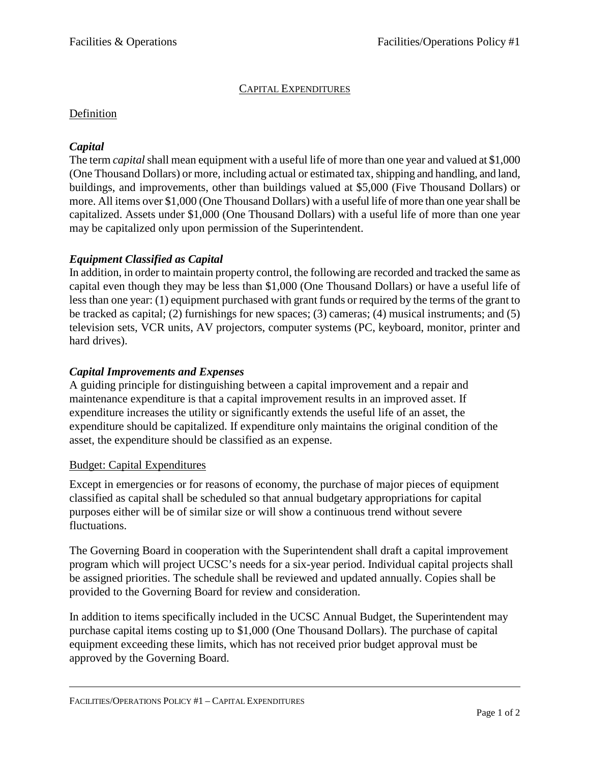# CAPITAL EXPENDITURES

## Definition

### *Capital*

The term *capital* shall mean equipment with a useful life of more than one year and valued at $1,000 (One Thousand Dollars) or more, including actual or estimated tax, shipping and handling, and land, buildings, and improvements, other than buildings valued at $5,000 (Five Thousand Dollars) or more. All items over $1,000 (One Thousand Dollars) with a useful life of more than one year shall be capitalized. Assets under $1,000 (One Thousand Dollars) with a useful life of more than one year may be capitalized only upon permission of the Superintendent.

### *Equipment Classified as Capital*

In addition, in order to maintain property control, the following are recorded and tracked the same as capital even though they may be less than $1,000 (One Thousand Dollars) or have a useful life of less than one year: (1) equipment purchased with grant funds or required by the terms of the grant to be tracked as capital; (2) furnishings for new spaces; (3) cameras; (4) musical instruments; and (5) television sets, VCR units, AV projectors, computer systems (PC, keyboard, monitor, printer and hard drives).

### *Capital Improvements and Expenses*

A guiding principle for distinguishing between a capital improvement and a repair and maintenance expenditure is that a capital improvement results in an improved asset. If expenditure increases the utility or significantly extends the useful life of an asset, the expenditure should be capitalized. If expenditure only maintains the original condition of the asset, the expenditure should be classified as an expense.

## Budget: Capital Expenditures

Except in emergencies or for reasons of economy, the purchase of major pieces of equipment classified as capital shall be scheduled so that annual budgetary appropriations for capital purposes either will be of similar size or will show a continuous trend without severe fluctuations.

The Governing Board in cooperation with the Superintendent shall draft a capital improvement program which will project UCSC's needs for a six-year period. Individual capital projects shall be assigned priorities. The schedule shall be reviewed and updated annually. Copies shall be provided to the Governing Board for review and consideration.

In addition to items specifically included in the UCSC Annual Budget, the Superintendent may purchase capital items costing up to $1,000 (One Thousand Dollars). The purchase of capital equipment exceeding these limits, which has not received prior budget approval must be approved by the Governing Board.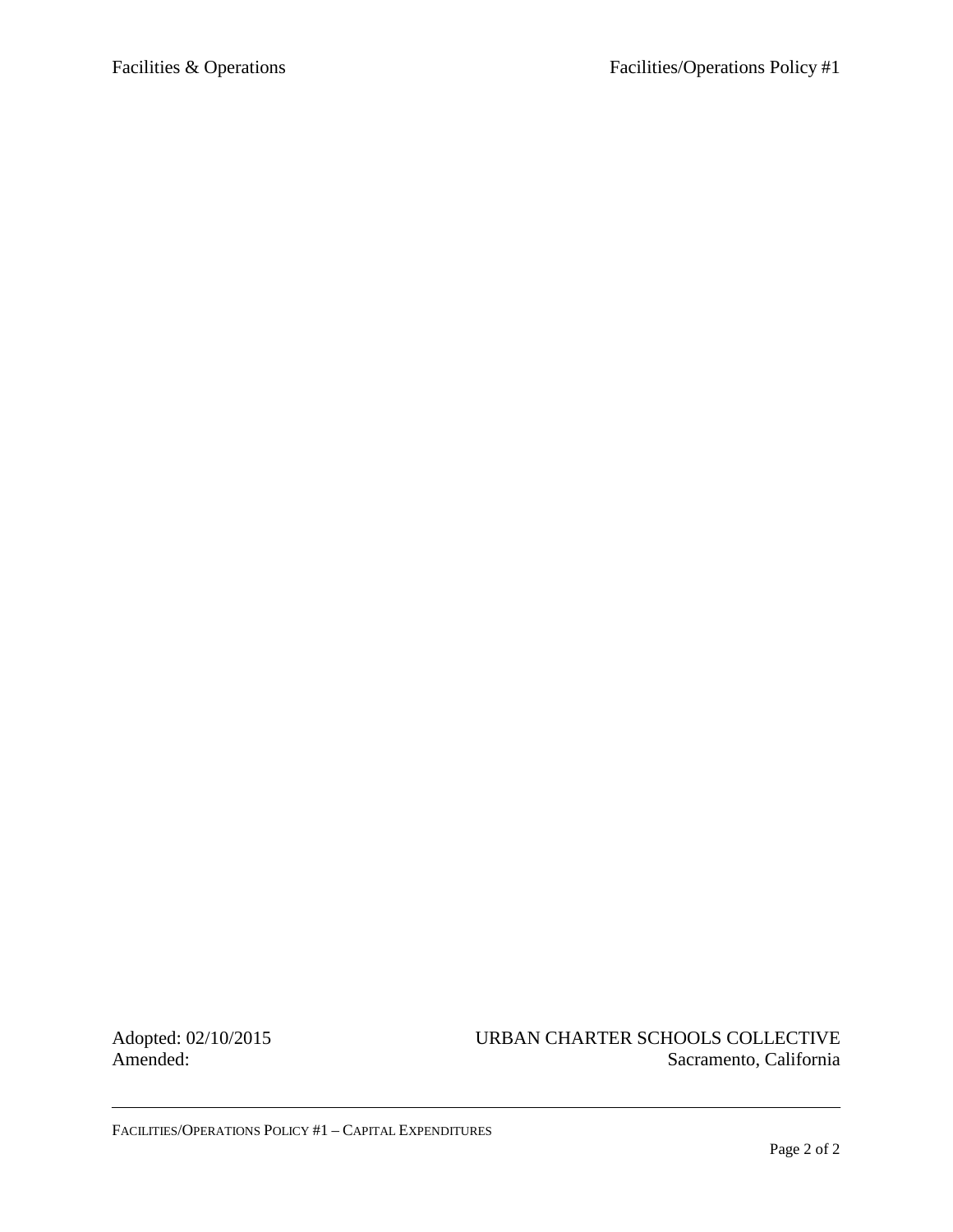Adopted: 02/10/2015
Amended:

URBAN CHARTER SCHOOLS COLLECTIVE
Sacramento, California